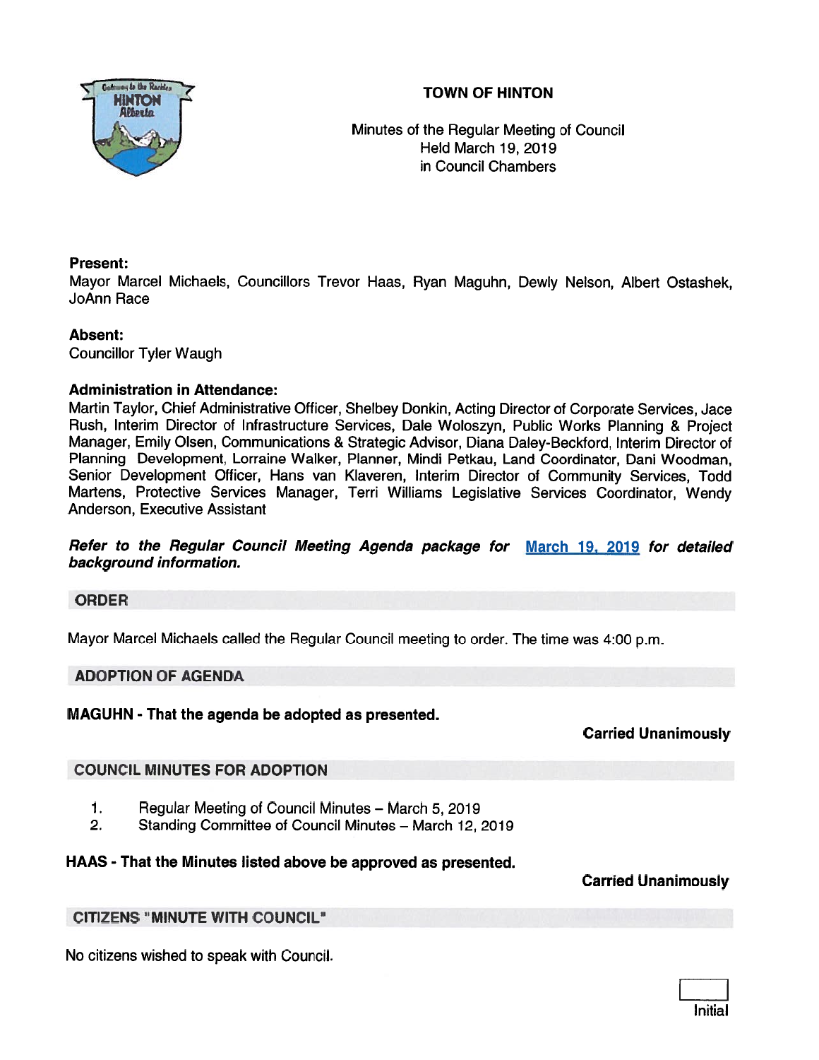# TOWN OF HINTON

Minutes of the Regular Meeting of Council
Held March 19, 2019
in Council Chambers

**Present:**
Mayor Marcel Michaels, Councillors Trevor Haas, Ryan Maguhn, Dewly Nelson, Albert Ostashek, JoAnn Race

**Absent:**
Councillor Tyler Waugh

**Administration in Attendance:**
Martin Taylor, Chief Administrative Officer, Shelbey Donkin, Acting Director of Corporate Services, Jace Rush, Interim Director of Infrastructure Services, Dale Woloszyn, Public Works Planning & Project Manager, Emily Olsen, Communications & Strategic Advisor, Diana Daley-Beckford, Interim Director of Planning Development, Lorraine Walker, Planner, Mindi Petkau, Land Coordinator, Dani Woodman, Senior Development Officer, Hans van Klaveren, Interim Director of Community Services, Todd Martens, Protective Services Manager, Terri Williams Legislative Services Coordinator, Wendy Anderson, Executive Assistant

***Refer to the Regular Council Meeting Agenda package for March 19, 2019 for detailed background information.***

## ORDER

Mayor Marcel Michaels called the Regular Council meeting to order. The time was 4:00 p.m.

## ADOPTION OF AGENDA

**MAGUHN - That the agenda be adopted as presented.**

**Carried Unanimously**

## COUNCIL MINUTES FOR ADOPTION

1. Regular Meeting of Council Minutes – March 5, 2019
2. Standing Committee of Council Minutes – March 12, 2019

**HAAS - That the Minutes listed above be approved as presented.**

**Carried Unanimously**

## CITIZENS "MINUTE WITH COUNCIL"

No citizens wished to speak with Council.

Initial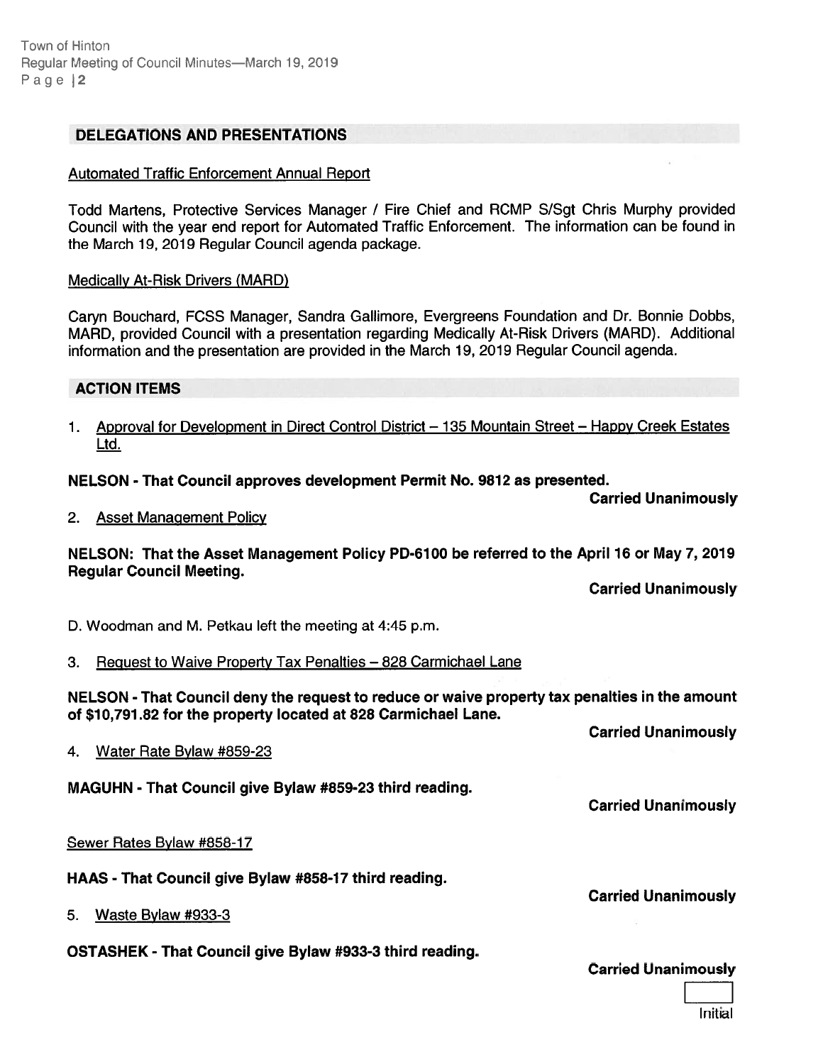## DELEGATIONS AND PRESENTATIONS

Automated Traffic Enforcement Annual Report

Todd Martens, Protective Services Manager / Fire Chief and RCMP S/Sgt Chris Murphy provided Council with the year end report for Automated Traffic Enforcement. The information can be found in the March 19, 2019 Regular Council agenda package.

Medically At-Risk Drivers (MARD)

Caryn Bouchard, FCSS Manager, Sandra Gallimore, Evergreens Foundation and Dr. Bonnie Dobbs, MARD, provided Council with a presentation regarding Medically At-Risk Drivers (MARD). Additional information and the presentation are provided in the March 19, 2019 Regular Council agenda.

## ACTION ITEMS

1. Approval for Development in Direct Control District – 135 Mountain Street – Happy Creek Estates Ltd.

**NELSON - That Council approves development Permit No. 9812 as presented.**

**Carried Unanimously**

2. Asset Management Policy

**NELSON: That the Asset Management Policy PD-6100 be referred to the April 16 or May 7, 2019 Regular Council Meeting.**

**Carried Unanimously**

D. Woodman and M. Petkau left the meeting at 4:45 p.m.

3. Request to Waive Property Tax Penalties – 828 Carmichael Lane

**NELSON - That Council deny the request to reduce or waive property tax penalties in the amount of $10,791.82 for the property located at 828 Carmichael Lane.**

**Carried Unanimously**

4. Water Rate Bylaw #859-23

**MAGUHN - That Council give Bylaw #859-23 third reading.**

**Carried Unanimously**

Sewer Rates Bylaw #858-17

**HAAS - That Council give Bylaw #858-17 third reading.**

**Carried Unanimously**

5. Waste Bylaw #933-3

**OSTASHEK - That Council give Bylaw #933-3 third reading.**

**Carried Unanimously**

Initial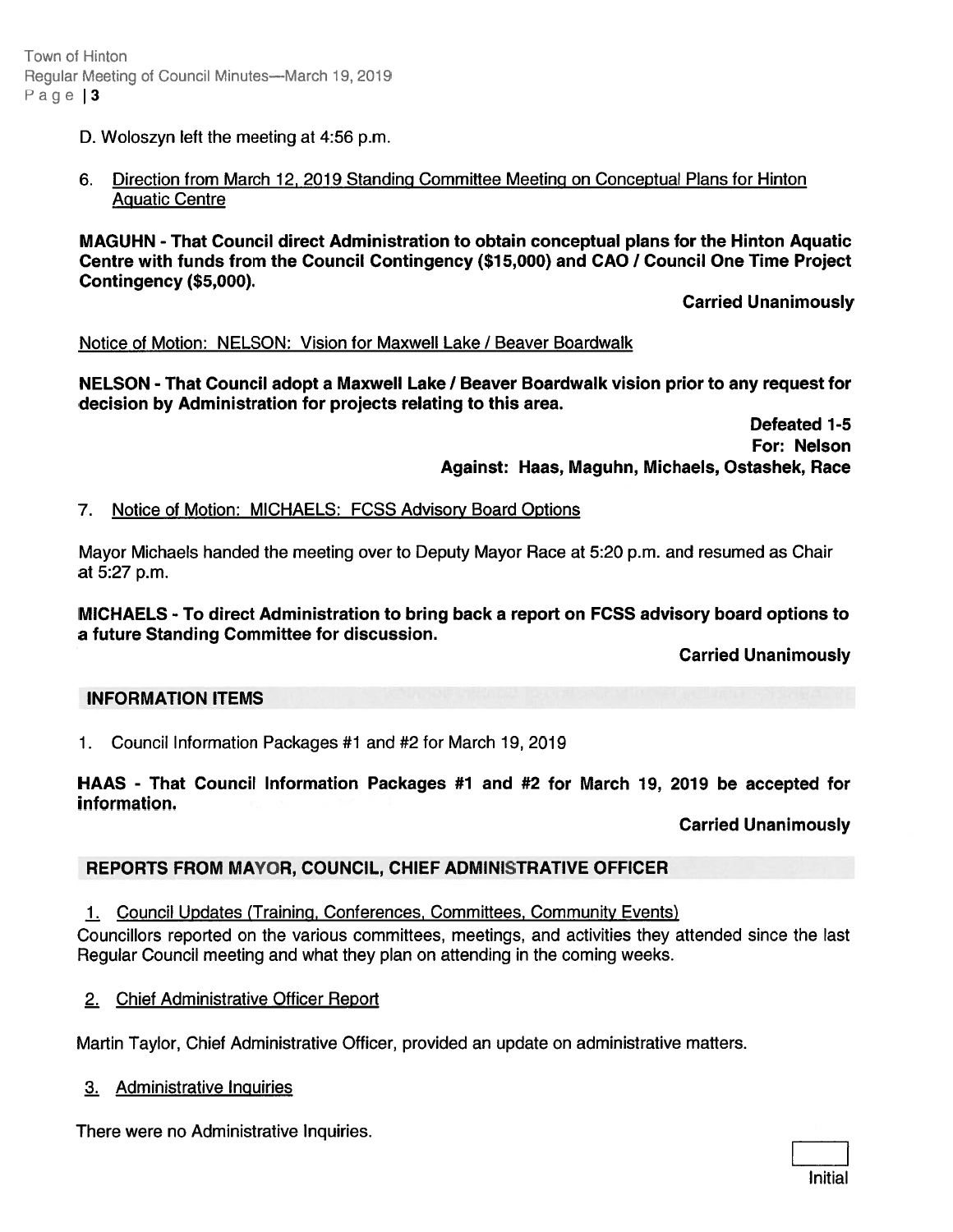D. Woloszyn left the meeting at 4:56 p.m.

6. Direction from March 12, 2019 Standing Committee Meeting on Conceptual Plans for Hinton Aquatic Centre

**MAGUHN - That Council direct Administration to obtain conceptual plans for the Hinton Aquatic Centre with funds from the Council Contingency ($15,000) and CAO / Council One Time Project Contingency ($5,000).**

**Carried Unanimously**

Notice of Motion: NELSON: Vision for Maxwell Lake / Beaver Boardwalk

**NELSON - That Council adopt a Maxwell Lake / Beaver Boardwalk vision prior to any request for decision by Administration for projects relating to this area.**

**Defeated 1-5**
**For: Nelson**
**Against: Haas, Maguhn, Michaels, Ostashek, Race**

7. Notice of Motion: MICHAELS: FCSS Advisory Board Options

Mayor Michaels handed the meeting over to Deputy Mayor Race at 5:20 p.m. and resumed as Chair at 5:27 p.m.

**MICHAELS - To direct Administration to bring back a report on FCSS advisory board options to a future Standing Committee for discussion.**

**Carried Unanimously**

## INFORMATION ITEMS

1. Council Information Packages #1 and #2 for March 19, 2019

**HAAS - That Council Information Packages #1 and #2 for March 19, 2019 be accepted for information.**

**Carried Unanimously**

## REPORTS FROM MAYOR, COUNCIL, CHIEF ADMINISTRATIVE OFFICER

1. Council Updates (Training, Conferences, Committees, Community Events)

Councillors reported on the various committees, meetings, and activities they attended since the last Regular Council meeting and what they plan on attending in the coming weeks.

2. Chief Administrative Officer Report

Martin Taylor, Chief Administrative Officer, provided an update on administrative matters.

3. Administrative Inquiries

There were no Administrative Inquiries.

Initial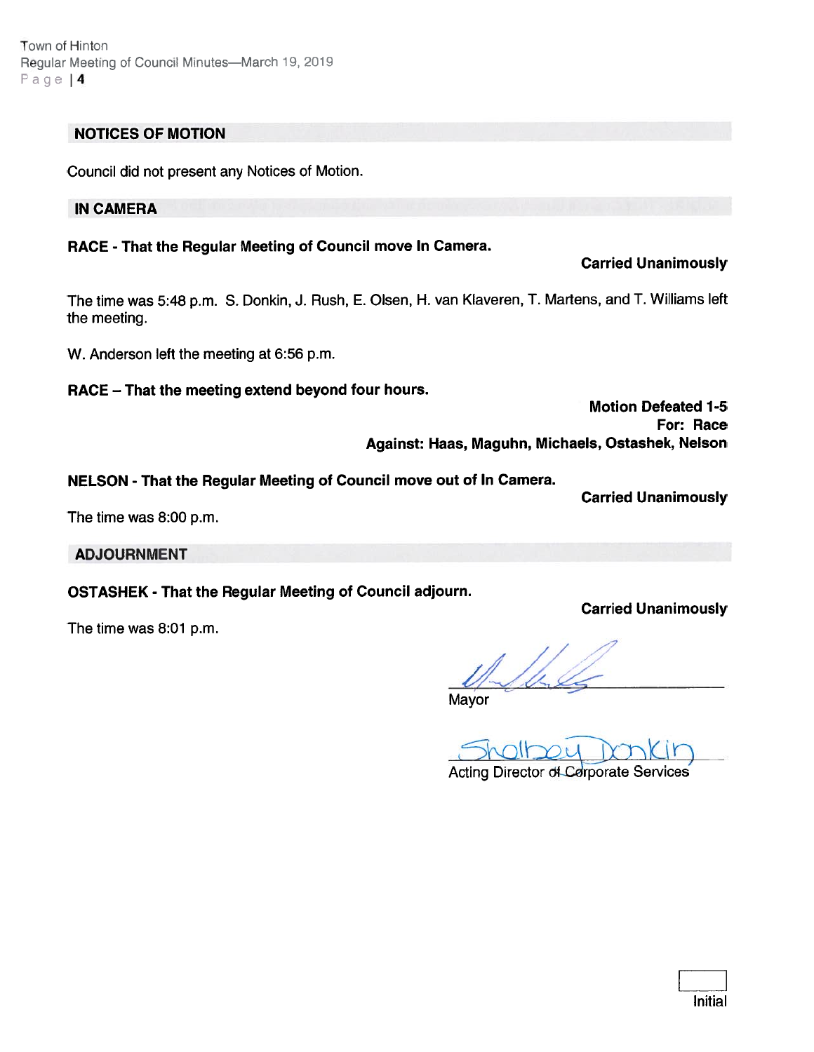## NOTICES OF MOTION

Council did not present any Notices of Motion.

## IN CAMERA

**RACE - That the Regular Meeting of Council move In Camera.**

**Carried Unanimously**

The time was 5:48 p.m. S. Donkin, J. Rush, E. Olsen, H. van Klaveren, T. Martens, and T. Williams left the meeting.

W. Anderson left the meeting at 6:56 p.m.

**RACE – That the meeting extend beyond four hours.**

**Motion Defeated 1-5**
**For: Race**
**Against: Haas, Maguhn, Michaels, Ostashek, Nelson**

**NELSON - That the Regular Meeting of Council move out of In Camera.**

**Carried Unanimously**

The time was 8:00 p.m.

## ADJOURNMENT

**OSTASHEK - That the Regular Meeting of Council adjourn.**

**Carried Unanimously**

The time was 8:01 p.m.

Mayor

Shelbey Donkin
Acting Director of Corporate Services

Initial